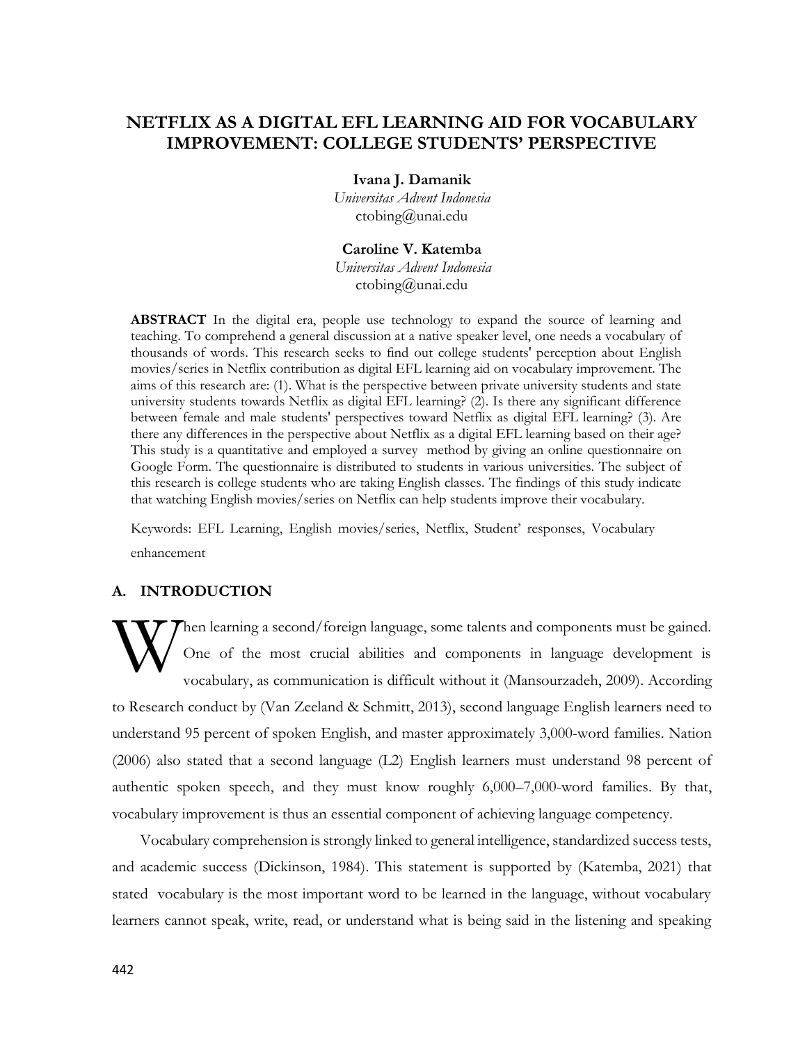# NETFLIX AS A DIGITAL EFL LEARNING AID FOR VOCABULARY IMPROVEMENT: COLLEGE STUDENTS' PERSPECTIVE

**Ivana J. Damanik**
*Universitas Advent Indonesia*
ctobing@unai.edu

**Caroline V. Katemba**
*Universitas Advent Indonesia*
ctobing@unai.edu

**ABSTRACT** In the digital era, people use technology to expand the source of learning and teaching. To comprehend a general discussion at a native speaker level, one needs a vocabulary of thousands of words. This research seeks to find out college students' perception about English movies/series in Netflix contribution as digital EFL learning aid on vocabulary improvement. The aims of this research are: (1). What is the perspective between private university students and state university students towards Netflix as digital EFL learning? (2). Is there any significant difference between female and male students' perspectives toward Netflix as digital EFL learning? (3). Are there any differences in the perspective about Netflix as a digital EFL learning based on their age? This study is a quantitative and employed a survey method by giving an online questionnaire on Google Form. The questionnaire is distributed to students in various universities. The subject of this research is college students who are taking English classes. The findings of this study indicate that watching English movies/series on Netflix can help students improve their vocabulary.

Keywords: EFL Learning, English movies/series, Netflix, Student' responses, Vocabulary enhancement

## A. INTRODUCTION

When learning a second/foreign language, some talents and components must be gained. One of the most crucial abilities and components in language development is vocabulary, as communication is difficult without it (Mansourzadeh, 2009). According to Research conduct by (Van Zeeland & Schmitt, 2013), second language English learners need to understand 95 percent of spoken English, and master approximately 3,000-word families. Nation (2006) also stated that a second language (L2) English learners must understand 98 percent of authentic spoken speech, and they must know roughly 6,000–7,000-word families. By that, vocabulary improvement is thus an essential component of achieving language competency.

Vocabulary comprehension is strongly linked to general intelligence, standardized success tests, and academic success (Dickinson, 1984). This statement is supported by (Katemba, 2021) that stated vocabulary is the most important word to be learned in the language, without vocabulary learners cannot speak, write, read, or understand what is being said in the listening and speaking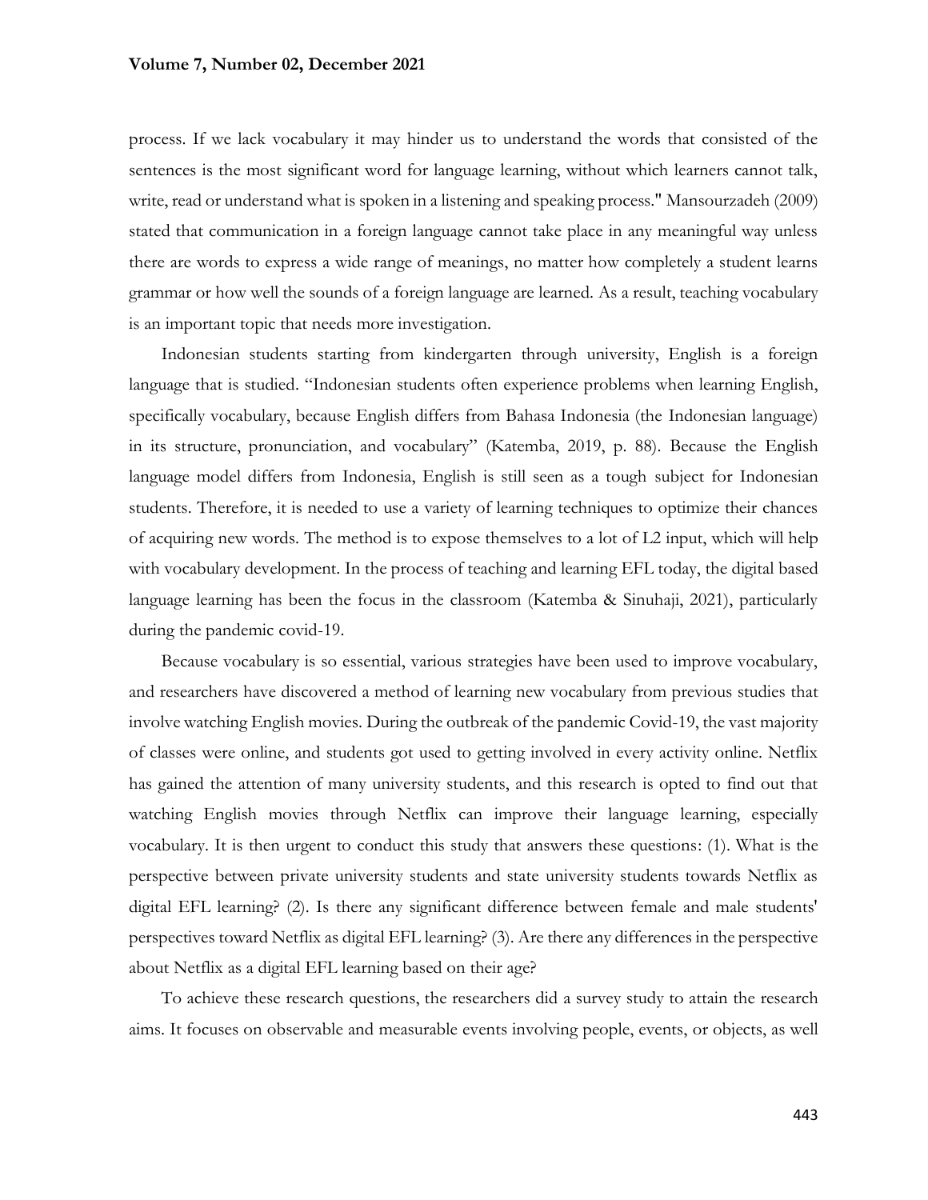process. If we lack vocabulary it may hinder us to understand the words that consisted of the sentences is the most significant word for language learning, without which learners cannot talk, write, read or understand what is spoken in a listening and speaking process." Mansourzadeh (2009) stated that communication in a foreign language cannot take place in any meaningful way unless there are words to express a wide range of meanings, no matter how completely a student learns grammar or how well the sounds of a foreign language are learned. As a result, teaching vocabulary is an important topic that needs more investigation.

Indonesian students starting from kindergarten through university, English is a foreign language that is studied. "Indonesian students often experience problems when learning English, specifically vocabulary, because English differs from Bahasa Indonesia (the Indonesian language) in its structure, pronunciation, and vocabulary" (Katemba, 2019, p. 88). Because the English language model differs from Indonesia, English is still seen as a tough subject for Indonesian students. Therefore, it is needed to use a variety of learning techniques to optimize their chances of acquiring new words. The method is to expose themselves to a lot of L2 input, which will help with vocabulary development. In the process of teaching and learning EFL today, the digital based language learning has been the focus in the classroom (Katemba & Sinuhaji, 2021), particularly during the pandemic covid-19.

Because vocabulary is so essential, various strategies have been used to improve vocabulary, and researchers have discovered a method of learning new vocabulary from previous studies that involve watching English movies. During the outbreak of the pandemic Covid-19, the vast majority of classes were online, and students got used to getting involved in every activity online. Netflix has gained the attention of many university students, and this research is opted to find out that watching English movies through Netflix can improve their language learning, especially vocabulary. It is then urgent to conduct this study that answers these questions: (1). What is the perspective between private university students and state university students towards Netflix as digital EFL learning? (2). Is there any significant difference between female and male students' perspectives toward Netflix as digital EFL learning? (3). Are there any differences in the perspective about Netflix as a digital EFL learning based on their age?

To achieve these research questions, the researchers did a survey study to attain the research aims. It focuses on observable and measurable events involving people, events, or objects, as well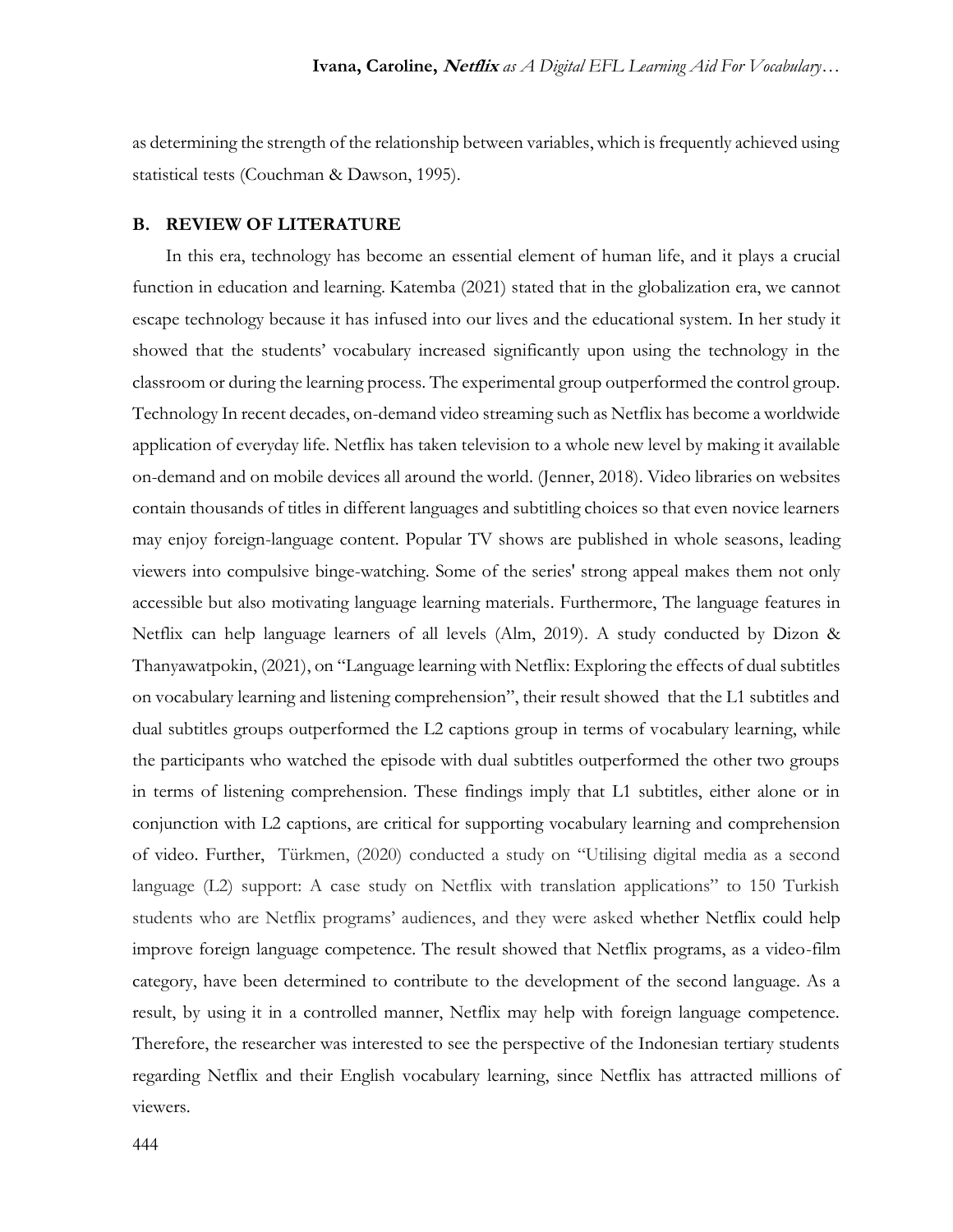as determining the strength of the relationship between variables, which is frequently achieved using statistical tests (Couchman & Dawson, 1995).

## B. REVIEW OF LITERATURE

In this era, technology has become an essential element of human life, and it plays a crucial function in education and learning. Katemba (2021) stated that in the globalization era, we cannot escape technology because it has infused into our lives and the educational system. In her study it showed that the students' vocabulary increased significantly upon using the technology in the classroom or during the learning process. The experimental group outperformed the control group. Technology In recent decades, on-demand video streaming such as Netflix has become a worldwide application of everyday life. Netflix has taken television to a whole new level by making it available on-demand and on mobile devices all around the world. (Jenner, 2018). Video libraries on websites contain thousands of titles in different languages and subtitling choices so that even novice learners may enjoy foreign-language content. Popular TV shows are published in whole seasons, leading viewers into compulsive binge-watching. Some of the series' strong appeal makes them not only accessible but also motivating language learning materials. Furthermore, The language features in Netflix can help language learners of all levels (Alm, 2019). A study conducted by Dizon & Thanyawatpokin, (2021), on "Language learning with Netflix: Exploring the effects of dual subtitles on vocabulary learning and listening comprehension", their result showed that the L1 subtitles and dual subtitles groups outperformed the L2 captions group in terms of vocabulary learning, while the participants who watched the episode with dual subtitles outperformed the other two groups in terms of listening comprehension. These findings imply that L1 subtitles, either alone or in conjunction with L2 captions, are critical for supporting vocabulary learning and comprehension of video. Further, Türkmen, (2020) conducted a study on "Utilising digital media as a second language (L2) support: A case study on Netflix with translation applications" to 150 Turkish students who are Netflix programs' audiences, and they were asked whether Netflix could help improve foreign language competence. The result showed that Netflix programs, as a video-film category, have been determined to contribute to the development of the second language. As a result, by using it in a controlled manner, Netflix may help with foreign language competence. Therefore, the researcher was interested to see the perspective of the Indonesian tertiary students regarding Netflix and their English vocabulary learning, since Netflix has attracted millions of viewers.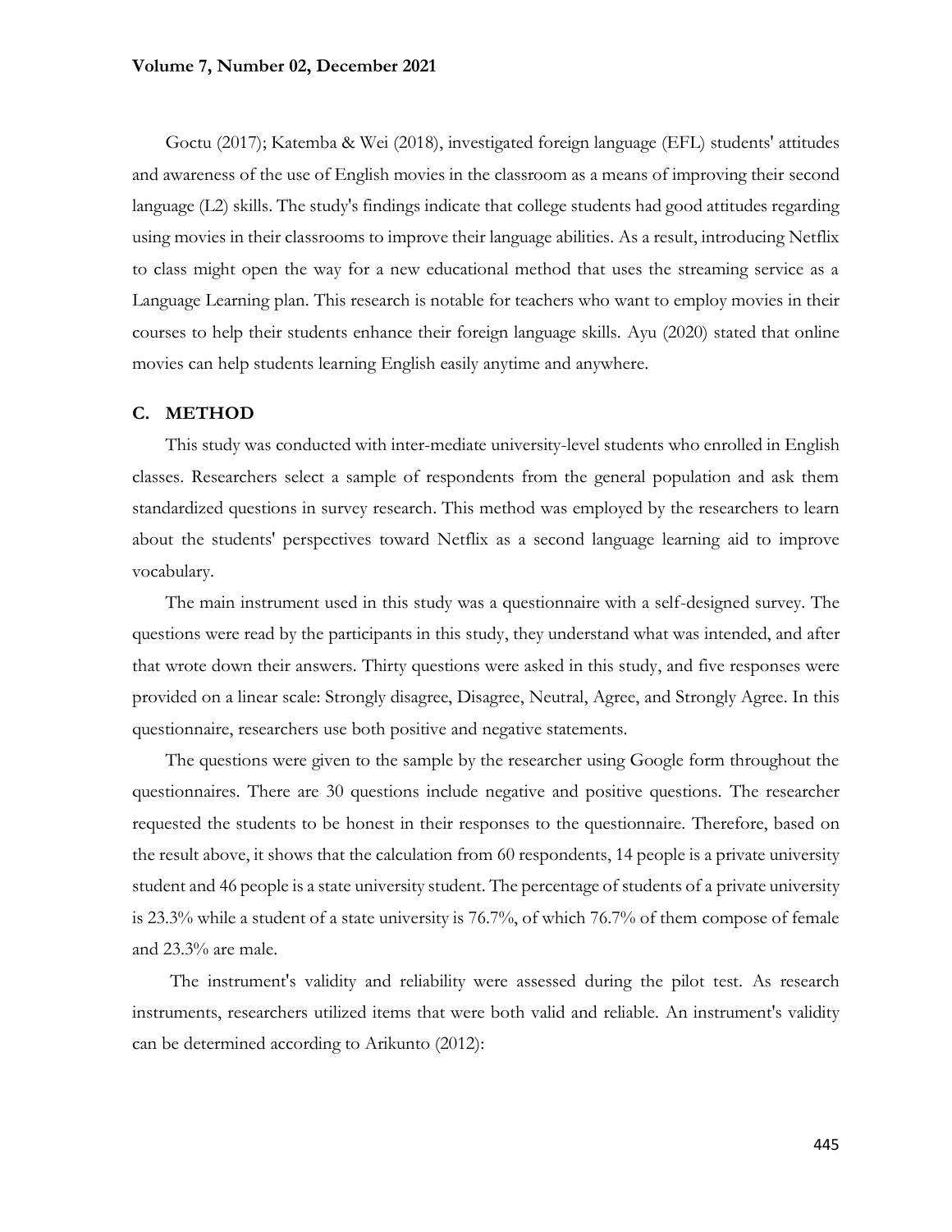Goctu (2017); Katemba & Wei (2018), investigated foreign language (EFL) students' attitudes and awareness of the use of English movies in the classroom as a means of improving their second language (L2) skills. The study's findings indicate that college students had good attitudes regarding using movies in their classrooms to improve their language abilities. As a result, introducing Netflix to class might open the way for a new educational method that uses the streaming service as a Language Learning plan. This research is notable for teachers who want to employ movies in their courses to help their students enhance their foreign language skills. Ayu (2020) stated that online movies can help students learning English easily anytime and anywhere.

## C. METHOD

This study was conducted with inter-mediate university-level students who enrolled in English classes. Researchers select a sample of respondents from the general population and ask them standardized questions in survey research. This method was employed by the researchers to learn about the students' perspectives toward Netflix as a second language learning aid to improve vocabulary.

The main instrument used in this study was a questionnaire with a self-designed survey. The questions were read by the participants in this study, they understand what was intended, and after that wrote down their answers. Thirty questions were asked in this study, and five responses were provided on a linear scale: Strongly disagree, Disagree, Neutral, Agree, and Strongly Agree. In this questionnaire, researchers use both positive and negative statements.

The questions were given to the sample by the researcher using Google form throughout the questionnaires. There are 30 questions include negative and positive questions. The researcher requested the students to be honest in their responses to the questionnaire. Therefore, based on the result above, it shows that the calculation from 60 respondents, 14 people is a private university student and 46 people is a state university student. The percentage of students of a private university is 23.3% while a student of a state university is 76.7%, of which 76.7% of them compose of female and 23.3% are male.

The instrument's validity and reliability were assessed during the pilot test. As research instruments, researchers utilized items that were both valid and reliable. An instrument's validity can be determined according to Arikunto (2012):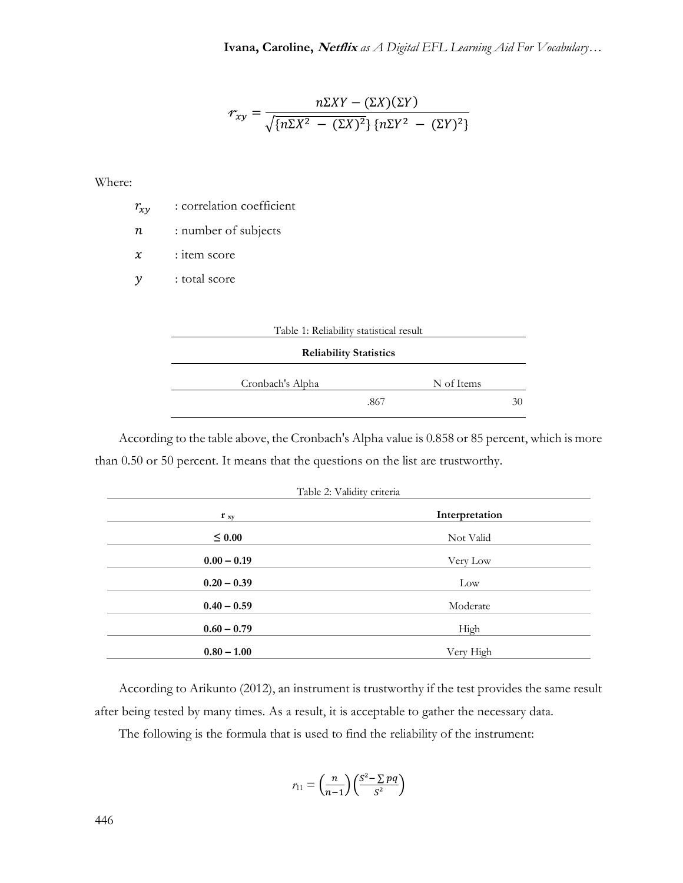$$r_{xy} = \frac{n\Sigma XY - (\Sigma X)(\Sigma Y)}{\sqrt{\{n\Sigma X^2 - (\Sigma X)^2\}\{n\Sigma Y^2 - (\Sigma Y)^2\}}}$$

Where:

- $r_{xy}$ : correlation coefficient
- $n$ : number of subjects
- $x$ : item score
- $y$ : total score

Table 1: Reliability statistical result

| Reliability Statistics | |
|---|---|
| Cronbach's Alpha | N of Items |
| .867 | 30 |

According to the table above, the Cronbach's Alpha value is 0.858 or 85 percent, which is more than 0.50 or 50 percent. It means that the questions on the list are trustworthy.

Table 2: Validity criteria

| $r_{xy}$ | Interpretation |
|---|---|
| **≤ 0.00** | Not Valid |
| **0.00 – 0.19** | Very Low |
| **0.20 – 0.39** | Low |
| **0.40 – 0.59** | Moderate |
| **0.60 – 0.79** | High |
| **0.80 – 1.00** | Very High |

According to Arikunto (2012), an instrument is trustworthy if the test provides the same result after being tested by many times. As a result, it is acceptable to gather the necessary data.

The following is the formula that is used to find the reliability of the instrument:

$$r_{11} = \left(\frac{n}{n-1}\right)\left(\frac{S^2 - \sum pq}{S^2}\right)$$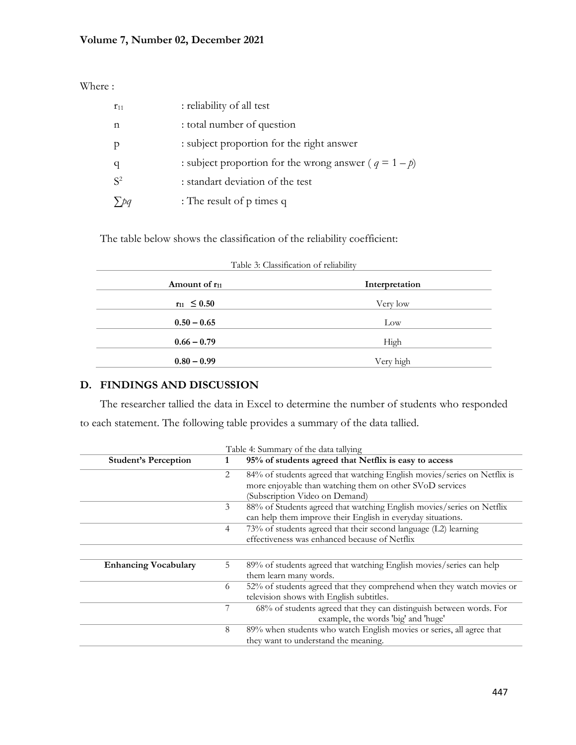Where :

| | |
|---|---|
| $r_{11}$ | : reliability of all test |
| n | : total number of question |
| p | : subject proportion for the right answer |
| q | : subject proportion for the wrong answer ( $q = 1 - p$) |
| $S^2$ | : standart deviation of the test |
| $\sum pq$ | : The result of p times q |

The table below shows the classification of the reliability coefficient:

Table 3: Classification of reliability

| Amount of $r_{11}$ | Interpretation |
|---|---|
| **$r_{11} \leq 0.50$** | Very low |
| **0.50 – 0.65** | Low |
| **0.66 – 0.79** | High |
| **0.80 – 0.99** | Very high |

## D. FINDINGS AND DISCUSSION

The researcher tallied the data in Excel to determine the number of students who responded to each statement. The following table provides a summary of the data tallied.

Table 4: Summary of the data tallying

| **Student's Perception** | **1** | **95% of students agreed that Netflix is easy to access** |
|---|---|---|
| | 2 | 84% of students agreed that watching English movies/series on Netflix is more enjoyable than watching them on other SVoD services (Subscription Video on Demand) |
| | 3 | 88% of Students agreed that watching English movies/series on Netflix can help them improve their English in everyday situations. |
| | 4 | 73% of students agreed that their second language (L2) learning effectiveness was enhanced because of Netflix |
| | | |
| **Enhancing Vocabulary** | 5 | 89% of students agreed that watching English movies/series can help them learn many words. |
| | 6 | 52% of students agreed that they comprehend when they watch movies or television shows with English subtitles. |
| | 7 | 68% of students agreed that they can distinguish between words. For example, the words 'big' and 'huge' |
| | 8 | 89% when students who watch English movies or series, all agree that they want to understand the meaning. |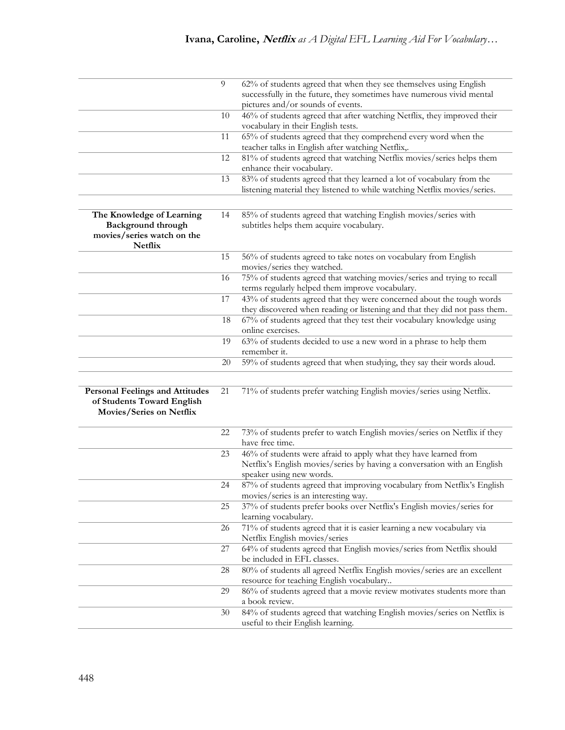| | | |
|---|---|---|
| | 9 | 62% of students agreed that when they see themselves using English successfully in the future, they sometimes have numerous vivid mental pictures and/or sounds of events. |
| | 10 | 46% of students agreed that after watching Netflix, they improved their vocabulary in their English tests. |
| | 11 | 65% of students agreed that they comprehend every word when the teacher talks in English after watching Netflix,. |
| | 12 | 81% of students agreed that watching Netflix movies/series helps them enhance their vocabulary. |
| | 13 | 83% of students agreed that they learned a lot of vocabulary from the listening material they listened to while watching Netflix movies/series. |
| **The Knowledge of Learning Background through movies/series watch on the Netflix** | 14 | 85% of students agreed that watching English movies/series with subtitles helps them acquire vocabulary. |
| | 15 | 56% of students agreed to take notes on vocabulary from English movies/series they watched. |
| | 16 | 75% of students agreed that watching movies/series and trying to recall terms regularly helped them improve vocabulary. |
| | 17 | 43% of students agreed that they were concerned about the tough words they discovered when reading or listening and that they did not pass them. |
| | 18 | 67% of students agreed that they test their vocabulary knowledge using online exercises. |
| | 19 | 63% of students decided to use a new word in a phrase to help them remember it. |
| | 20 | 59% of students agreed that when studying, they say their words aloud. |
| **Personal Feelings and Attitudes of Students Toward English Movies/Series on Netflix** | 21 | 71% of students prefer watching English movies/series using Netflix. |
| | 22 | 73% of students prefer to watch English movies/series on Netflix if they have free time. |
| | 23 | 46% of students were afraid to apply what they have learned from Netflix's English movies/series by having a conversation with an English speaker using new words. |
| | 24 | 87% of students agreed that improving vocabulary from Netflix's English movies/series is an interesting way. |
| | 25 | 37% of students prefer books over Netflix's English movies/series for learning vocabulary. |
| | 26 | 71% of students agreed that it is easier learning a new vocabulary via Netflix English movies/series |
| | 27 | 64% of students agreed that English movies/series from Netflix should be included in EFL classes. |
| | 28 | 80% of students all agreed Netflix English movies/series are an excellent resource for teaching English vocabulary.. |
| | 29 | 86% of students agreed that a movie review motivates students more than a book review. |
| | 30 | 84% of students agreed that watching English movies/series on Netflix is useful to their English learning. |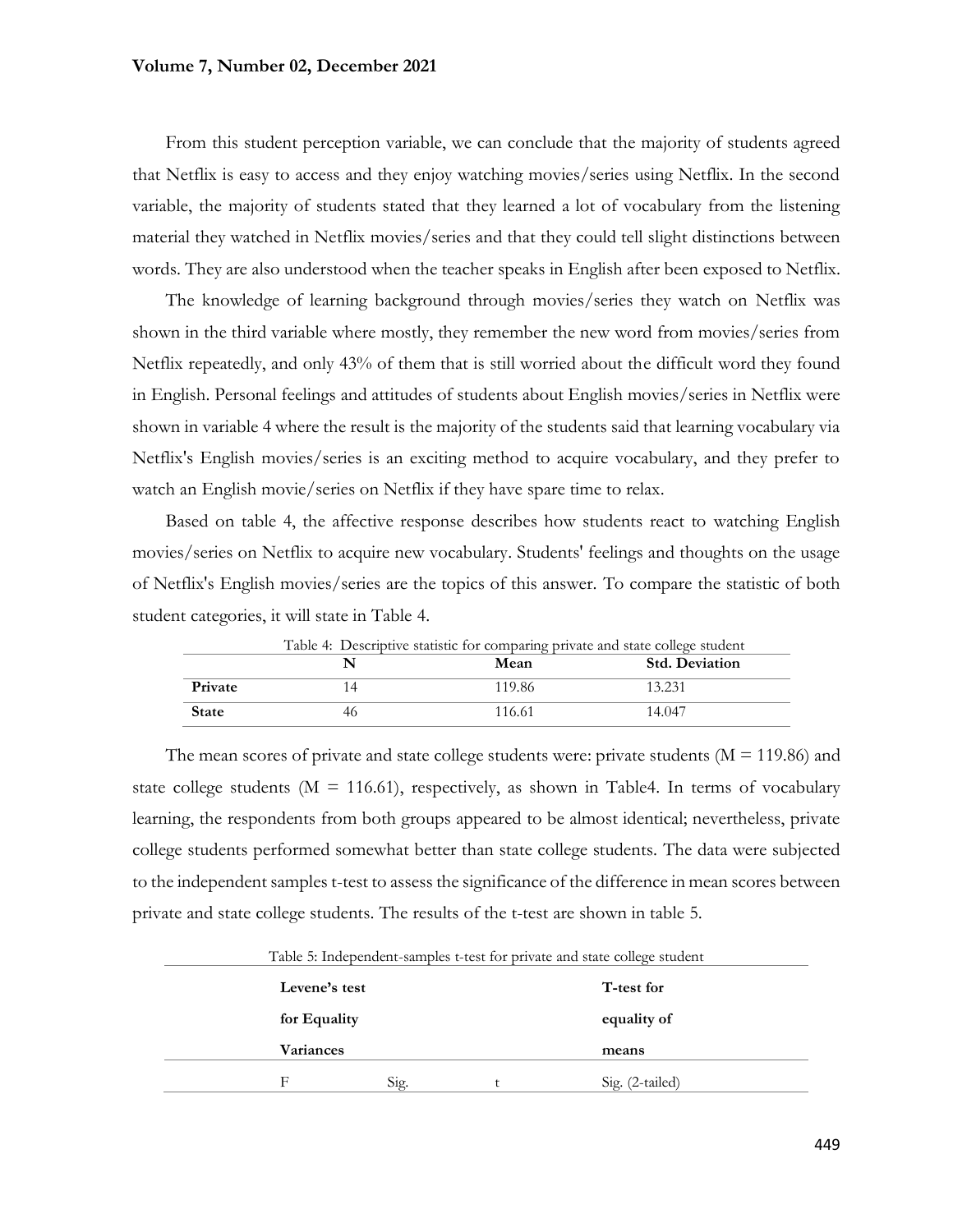From this student perception variable, we can conclude that the majority of students agreed that Netflix is easy to access and they enjoy watching movies/series using Netflix. In the second variable, the majority of students stated that they learned a lot of vocabulary from the listening material they watched in Netflix movies/series and that they could tell slight distinctions between words. They are also understood when the teacher speaks in English after been exposed to Netflix.

The knowledge of learning background through movies/series they watch on Netflix was shown in the third variable where mostly, they remember the new word from movies/series from Netflix repeatedly, and only 43% of them that is still worried about the difficult word they found in English. Personal feelings and attitudes of students about English movies/series in Netflix were shown in variable 4 where the result is the majority of the students said that learning vocabulary via Netflix's English movies/series is an exciting method to acquire vocabulary, and they prefer to watch an English movie/series on Netflix if they have spare time to relax.

Based on table 4, the affective response describes how students react to watching English movies/series on Netflix to acquire new vocabulary. Students' feelings and thoughts on the usage of Netflix's English movies/series are the topics of this answer. To compare the statistic of both student categories, it will state in Table 4.

Table 4: Descriptive statistic for comparing private and state college student

| | N | Mean | Std. Deviation |
|---|---|---|---|
| **Private** | 14 | 119.86 | 13.231 |
| **State** | 46 | 116.61 | 14.047 |

The mean scores of private and state college students were: private students (M = 119.86) and state college students (M = 116.61), respectively, as shown in Table4. In terms of vocabulary learning, the respondents from both groups appeared to be almost identical; nevertheless, private college students performed somewhat better than state college students. The data were subjected to the independent samples t-test to assess the significance of the difference in mean scores between private and state college students. The results of the t-test are shown in table 5.

Table 5: Independent-samples t-test for private and state college student

| Levene's test for Equality Variances | | T-test for equality of means | |
|---|---|---|---|
| F | Sig. | t | Sig. (2-tailed) |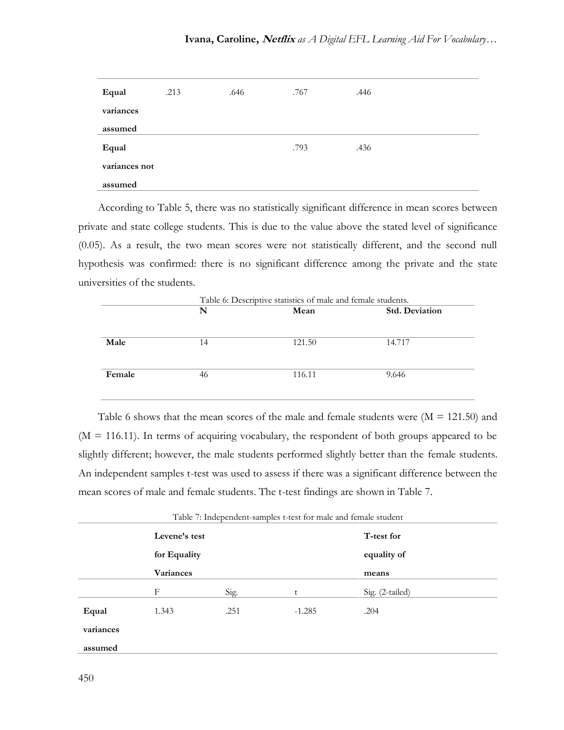| | | | | |
|---|---|---|---|---|
| **Equal variances assumed** | .213 | .646 | .767 | .446 |
| **Equal variances not assumed** | | | .793 | .436 |

According to Table 5, there was no statistically significant difference in mean scores between private and state college students. This is due to the value above the stated level of significance (0.05). As a result, the two mean scores were not statistically different, and the second null hypothesis was confirmed: there is no significant difference among the private and the state universities of the students.

Table 6: Descriptive statistics of male and female students.

| | N | Mean | Std. Deviation |
|---|---|---|---|
| **Male** | 14 | 121.50 | 14.717 |
| **Female** | 46 | 116.11 | 9.646 |

Table 6 shows that the mean scores of the male and female students were (M = 121.50) and (M = 116.11). In terms of acquiring vocabulary, the respondent of both groups appeared to be slightly different; however, the male students performed slightly better than the female students. An independent samples t-test was used to assess if there was a significant difference between the mean scores of male and female students. The t-test findings are shown in Table 7.

Table 7: Independent-samples t-test for male and female student

| | **Levene's test for Equality Variances** | | | **T-test for equality of means** |
|---|---|---|---|---|
| | F | Sig. | t | Sig. (2-tailed) |
| **Equal variances assumed** | 1.343 | .251 | -1.285 | .204 |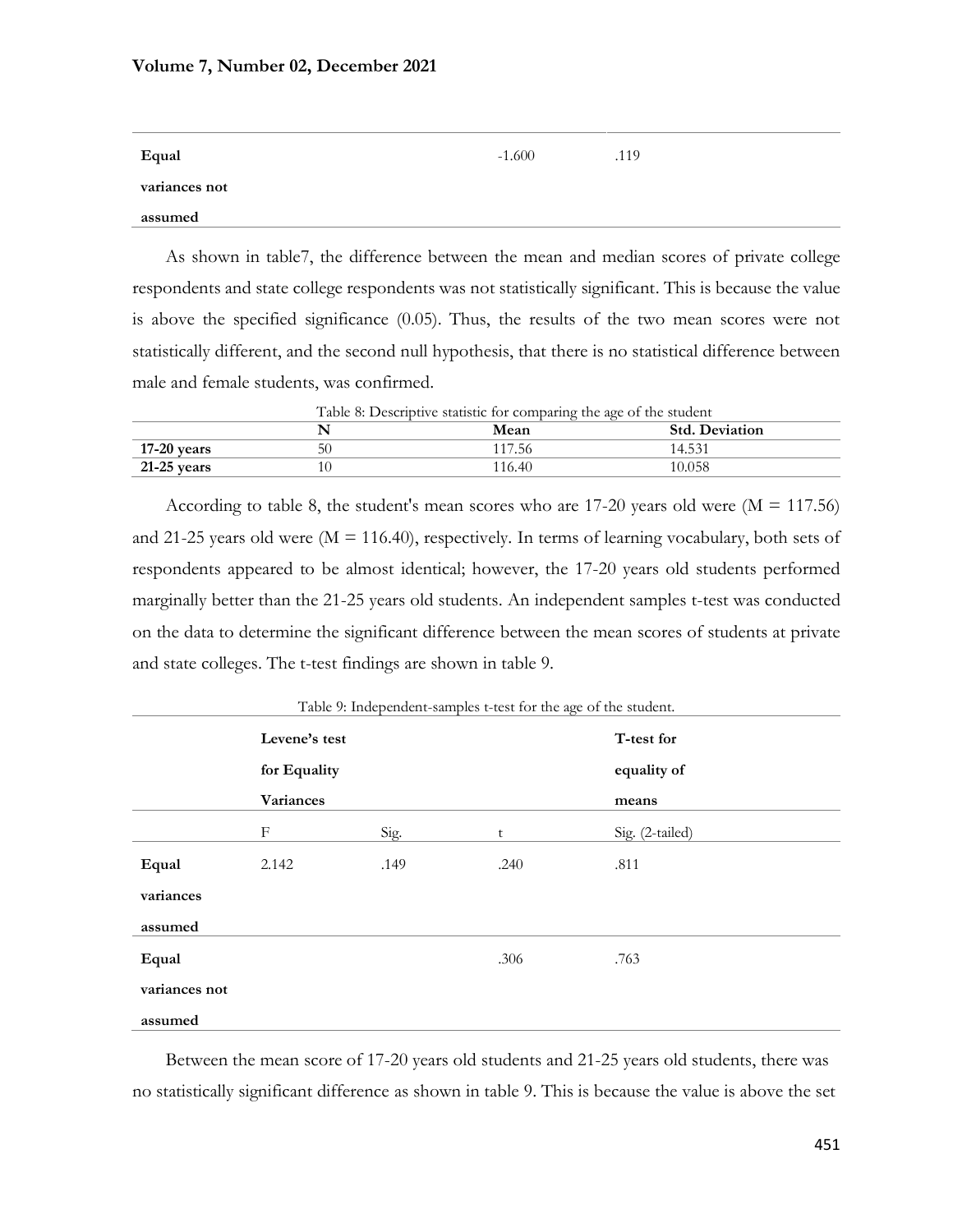| | | | | |
|---|---|---|---|---|
| **Equal variances not assumed** | | | -1.600 | .119 |

As shown in table7, the difference between the mean and median scores of private college respondents and state college respondents was not statistically significant. This is because the value is above the specified significance (0.05). Thus, the results of the two mean scores were not statistically different, and the second null hypothesis, that there is no statistical difference between male and female students, was confirmed.

Table 8: Descriptive statistic for comparing the age of the student

| | N | Mean | Std. Deviation |
|---|---|---|---|
| **17-20 years** | 50 | 117.56 | 14.531 |
| **21-25 years** | 10 | 116.40 | 10.058 |

According to table 8, the student's mean scores who are 17-20 years old were (M = 117.56) and 21-25 years old were (M = 116.40), respectively. In terms of learning vocabulary, both sets of respondents appeared to be almost identical; however, the 17-20 years old students performed marginally better than the 21-25 years old students. An independent samples t-test was conducted on the data to determine the significant difference between the mean scores of students at private and state colleges. The t-test findings are shown in table 9.

Table 9: Independent-samples t-test for the age of the student.

| | **Levene's test for Equality Variances** | | | **T-test for equality of means** |
|---|---|---|---|---|
| | F | Sig. | t | Sig. (2-tailed) |
| **Equal variances assumed** | 2.142 | .149 | .240 | .811 |
| **Equal variances not assumed** | | | .306 | .763 |

Between the mean score of 17-20 years old students and 21-25 years old students, there was no statistically significant difference as shown in table 9. This is because the value is above the set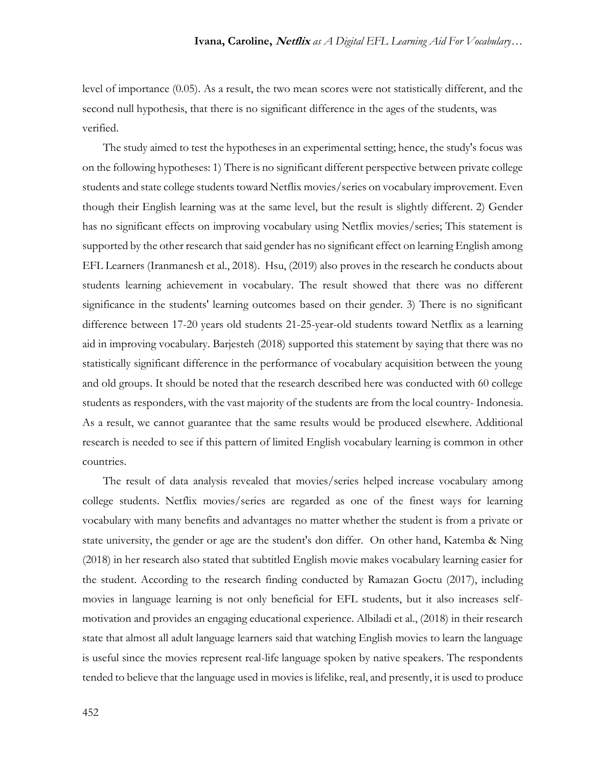level of importance (0.05). As a result, the two mean scores were not statistically different, and the second null hypothesis, that there is no significant difference in the ages of the students, was verified.

The study aimed to test the hypotheses in an experimental setting; hence, the study's focus was on the following hypotheses: 1) There is no significant different perspective between private college students and state college students toward Netflix movies/series on vocabulary improvement. Even though their English learning was at the same level, but the result is slightly different. 2) Gender has no significant effects on improving vocabulary using Netflix movies/series; This statement is supported by the other research that said gender has no significant effect on learning English among EFL Learners (Iranmanesh et al., 2018). Hsu, (2019) also proves in the research he conducts about students learning achievement in vocabulary. The result showed that there was no different significance in the students' learning outcomes based on their gender. 3) There is no significant difference between 17-20 years old students 21-25-year-old students toward Netflix as a learning aid in improving vocabulary. Barjesteh (2018) supported this statement by saying that there was no statistically significant difference in the performance of vocabulary acquisition between the young and old groups. It should be noted that the research described here was conducted with 60 college students as responders, with the vast majority of the students are from the local country- Indonesia. As a result, we cannot guarantee that the same results would be produced elsewhere. Additional research is needed to see if this pattern of limited English vocabulary learning is common in other countries.

The result of data analysis revealed that movies/series helped increase vocabulary among college students. Netflix movies/series are regarded as one of the finest ways for learning vocabulary with many benefits and advantages no matter whether the student is from a private or state university, the gender or age are the student's don differ. On other hand, Katemba & Ning (2018) in her research also stated that subtitled English movie makes vocabulary learning easier for the student. According to the research finding conducted by Ramazan Goctu (2017), including movies in language learning is not only beneficial for EFL students, but it also increases self-motivation and provides an engaging educational experience. Albiladi et al., (2018) in their research state that almost all adult language learners said that watching English movies to learn the language is useful since the movies represent real-life language spoken by native speakers. The respondents tended to believe that the language used in movies is lifelike, real, and presently, it is used to produce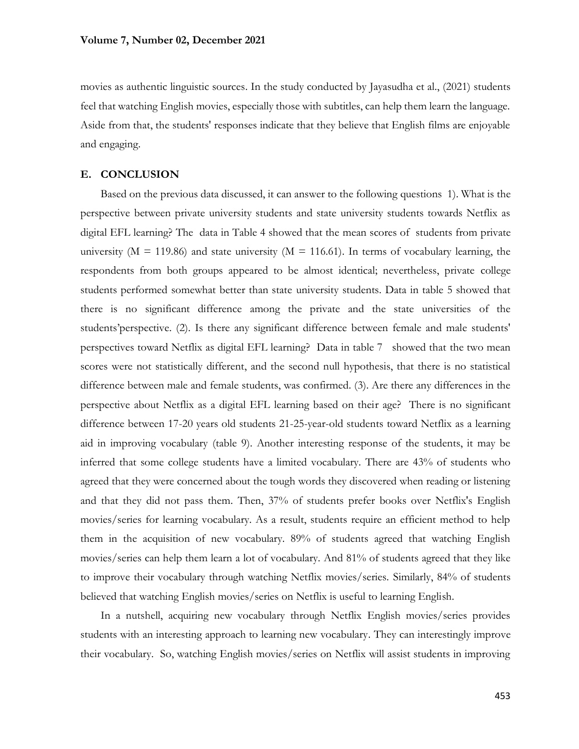movies as authentic linguistic sources. In the study conducted by Jayasudha et al., (2021) students feel that watching English movies, especially those with subtitles, can help them learn the language. Aside from that, the students' responses indicate that they believe that English films are enjoyable and engaging.

## E. CONCLUSION

Based on the previous data discussed, it can answer to the following questions 1). What is the perspective between private university students and state university students towards Netflix as digital EFL learning? The data in Table 4 showed that the mean scores of students from private university ($M = 119.86$) and state university ($M = 116.61$). In terms of vocabulary learning, the respondents from both groups appeared to be almost identical; nevertheless, private college students performed somewhat better than state university students. Data in table 5 showed that there is no significant difference among the private and the state universities of the students'perspective. (2). Is there any significant difference between female and male students' perspectives toward Netflix as digital EFL learning? Data in table 7 showed that the two mean scores were not statistically different, and the second null hypothesis, that there is no statistical difference between male and female students, was confirmed. (3). Are there any differences in the perspective about Netflix as a digital EFL learning based on their age? There is no significant difference between 17-20 years old students 21-25-year-old students toward Netflix as a learning aid in improving vocabulary (table 9). Another interesting response of the students, it may be inferred that some college students have a limited vocabulary. There are 43% of students who agreed that they were concerned about the tough words they discovered when reading or listening and that they did not pass them. Then, 37% of students prefer books over Netflix's English movies/series for learning vocabulary. As a result, students require an efficient method to help them in the acquisition of new vocabulary. 89% of students agreed that watching English movies/series can help them learn a lot of vocabulary. And 81% of students agreed that they like to improve their vocabulary through watching Netflix movies/series. Similarly, 84% of students believed that watching English movies/series on Netflix is useful to learning English.

In a nutshell, acquiring new vocabulary through Netflix English movies/series provides students with an interesting approach to learning new vocabulary. They can interestingly improve their vocabulary. So, watching English movies/series on Netflix will assist students in improving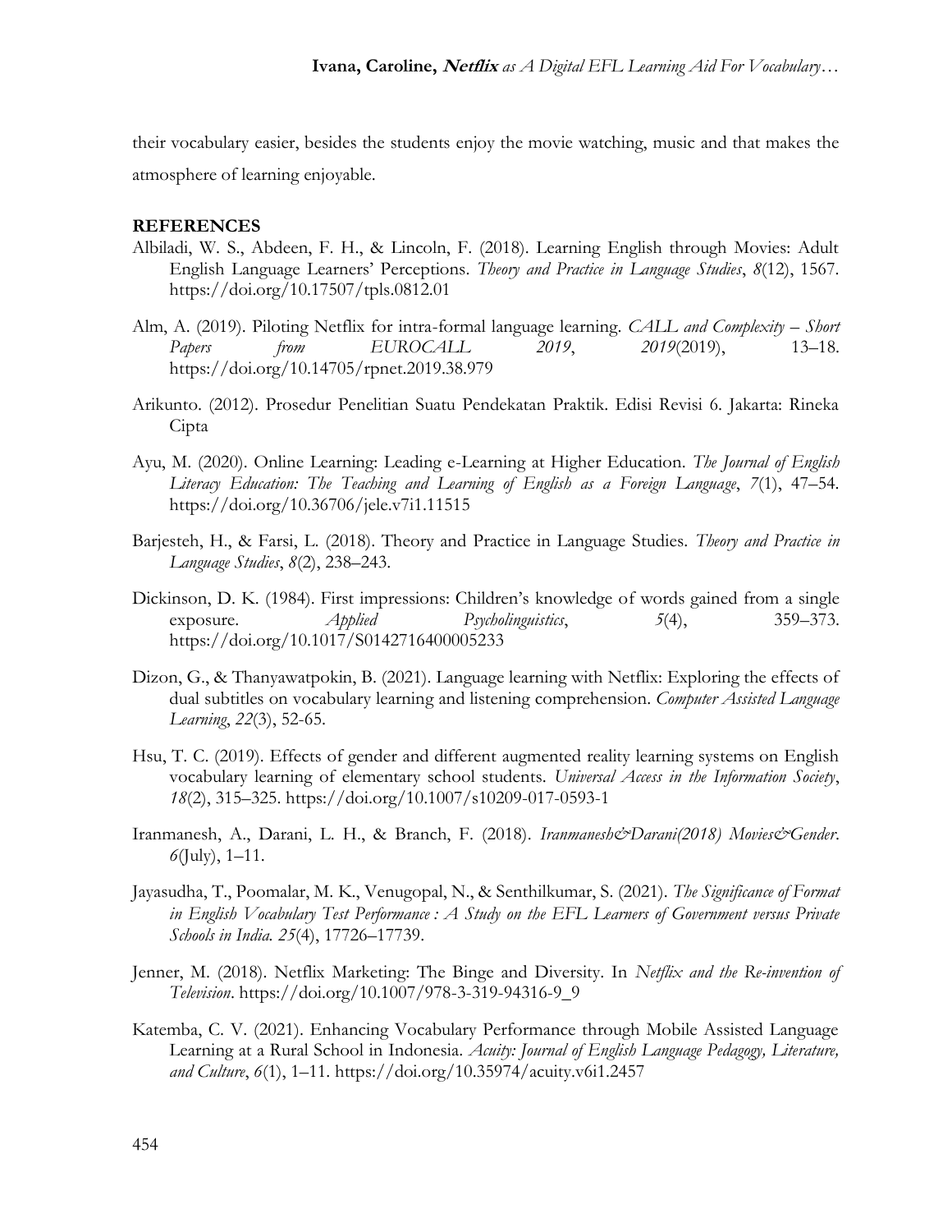their vocabulary easier, besides the students enjoy the movie watching, music and that makes the atmosphere of learning enjoyable.

**REFERENCES**

Albiladi, W. S., Abdeen, F. H., & Lincoln, F. (2018). Learning English through Movies: Adult English Language Learners' Perceptions. *Theory and Practice in Language Studies*, *8*(12), 1567. https://doi.org/10.17507/tpls.0812.01

Alm, A. (2019). Piloting Netflix for intra-formal language learning. *CALL and Complexity – Short Papers from EUROCALL 2019*, *2019*(2019), 13–18. https://doi.org/10.14705/rpnet.2019.38.979

Arikunto. (2012). Prosedur Penelitian Suatu Pendekatan Praktik. Edisi Revisi 6. Jakarta: Rineka Cipta

Ayu, M. (2020). Online Learning: Leading e-Learning at Higher Education. *The Journal of English Literacy Education: The Teaching and Learning of English as a Foreign Language*, *7*(1), 47–54. https://doi.org/10.36706/jele.v7i1.11515

Barjesteh, H., & Farsi, L. (2018). Theory and Practice in Language Studies. *Theory and Practice in Language Studies*, *8*(2), 238–243.

Dickinson, D. K. (1984). First impressions: Children's knowledge of words gained from a single exposure. *Applied Psycholinguistics*, *5*(4), 359–373. https://doi.org/10.1017/S0142716400005233

Dizon, G., & Thanyawatpokin, B. (2021). Language learning with Netflix: Exploring the effects of dual subtitles on vocabulary learning and listening comprehension. *Computer Assisted Language Learning*, *22*(3), 52-65.

Hsu, T. C. (2019). Effects of gender and different augmented reality learning systems on English vocabulary learning of elementary school students. *Universal Access in the Information Society*, *18*(2), 315–325. https://doi.org/10.1007/s10209-017-0593-1

Iranmanesh, A., Darani, L. H., & Branch, F. (2018). *Iranmanesh&Darani(2018) Movies&Gender*. *6*(July), 1–11.

Jayasudha, T., Poomalar, M. K., Venugopal, N., & Senthilkumar, S. (2021). *The Significance of Format in English Vocabulary Test Performance : A Study on the EFL Learners of Government versus Private Schools in India. 25*(4), 17726–17739.

Jenner, M. (2018). Netflix Marketing: The Binge and Diversity. In *Netflix and the Re-invention of Television*. https://doi.org/10.1007/978-3-319-94316-9_9

Katemba, C. V. (2021). Enhancing Vocabulary Performance through Mobile Assisted Language Learning at a Rural School in Indonesia. *Acuity: Journal of English Language Pedagogy, Literature, and Culture*, *6*(1), 1–11. https://doi.org/10.35974/acuity.v6i1.2457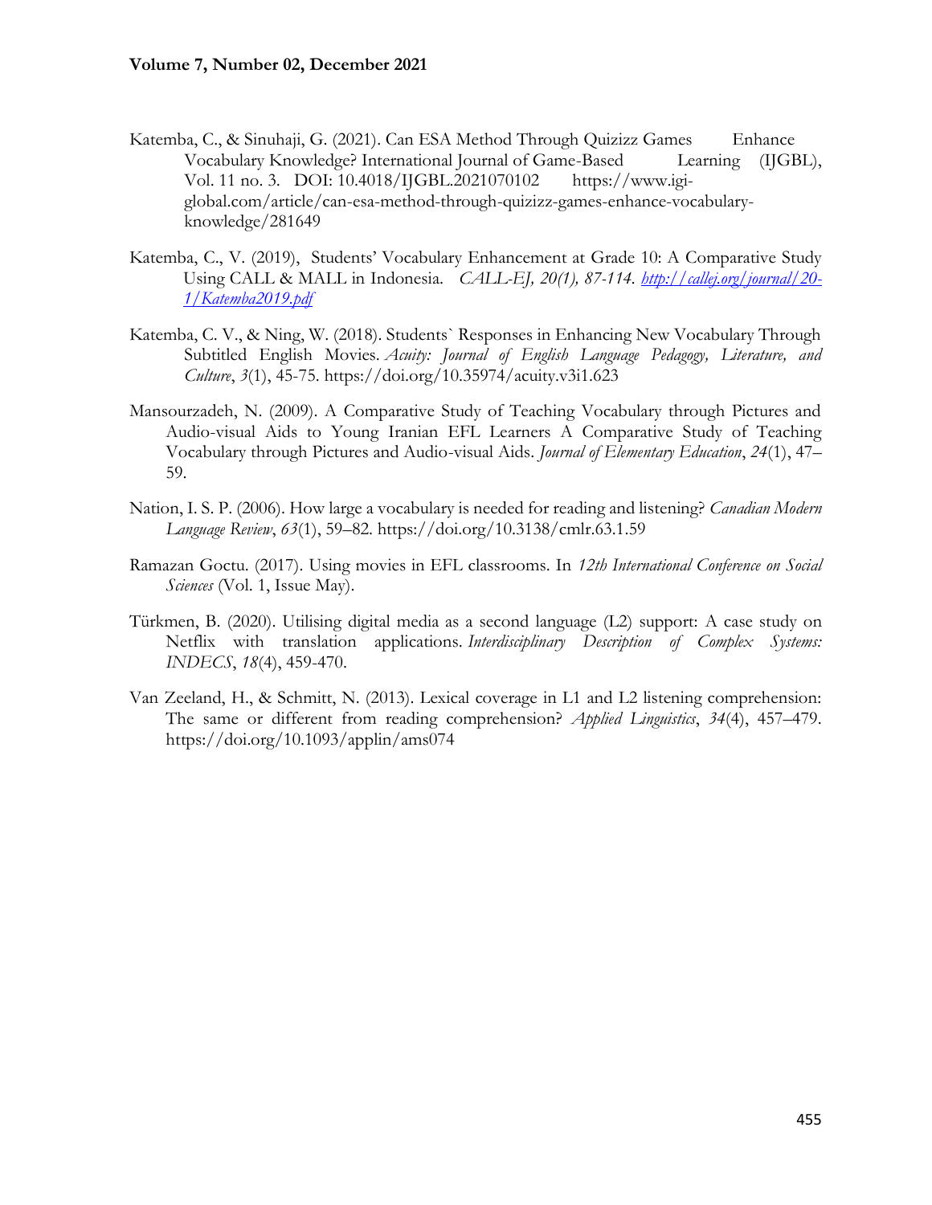Katemba, C., & Sinuhaji, G. (2021). Can ESA Method Through Quizizz Games Enhance Vocabulary Knowledge? International Journal of Game-Based Learning (IJGBL), Vol. 11 no. 3. DOI: 10.4018/IJGBL.2021070102 https://www.igi-global.com/article/can-esa-method-through-quizizz-games-enhance-vocabulary-knowledge/281649

Katemba, C., V. (2019), Students' Vocabulary Enhancement at Grade 10: A Comparative Study Using CALL & MALL in Indonesia. *CALL-EJ, 20(1), 87-114.* [http://callej.org/journal/20-1/Katemba2019.pdf](http://callej.org/journal/20-1/Katemba2019.pdf)

Katemba, C. V., & Ning, W. (2018). Students` Responses in Enhancing New Vocabulary Through Subtitled English Movies. *Acuity: Journal of English Language Pedagogy, Literature, and Culture*, *3*(1), 45-75. https://doi.org/10.35974/acuity.v3i1.623

Mansourzadeh, N. (2009). A Comparative Study of Teaching Vocabulary through Pictures and Audio-visual Aids to Young Iranian EFL Learners A Comparative Study of Teaching Vocabulary through Pictures and Audio-visual Aids. *Journal of Elementary Education*, *24*(1), 47–59.

Nation, I. S. P. (2006). How large a vocabulary is needed for reading and listening? *Canadian Modern Language Review*, *63*(1), 59–82. https://doi.org/10.3138/cmlr.63.1.59

Ramazan Goctu. (2017). Using movies in EFL classrooms. In *12th International Conference on Social Sciences* (Vol. 1, Issue May).

Türkmen, B. (2020). Utilising digital media as a second language (L2) support: A case study on Netflix with translation applications. *Interdisciplinary Description of Complex Systems: INDECS*, *18*(4), 459-470.

Van Zeeland, H., & Schmitt, N. (2013). Lexical coverage in L1 and L2 listening comprehension: The same or different from reading comprehension? *Applied Linguistics*, *34*(4), 457–479. https://doi.org/10.1093/applin/ams074